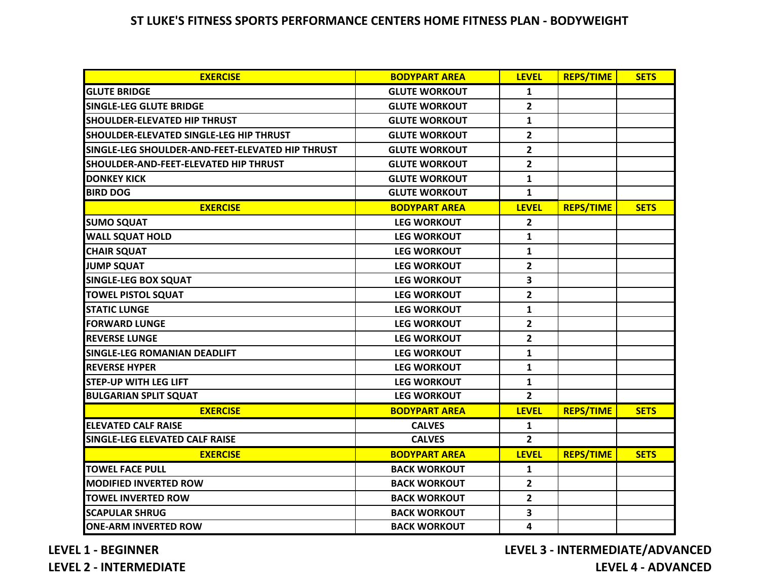# ST LUKE'S FITNESS SPORTS PERFORMANCE CENTERS HOME FITNESS PLAN - BODYWEIGHT

| EXERCISE | BODYPART AREA | LEVEL | REPS/TIME | SETS |
|---|---|---|---|---|
| GLUTE BRIDGE | GLUTE WORKOUT | 1 | | |
| SINGLE-LEG GLUTE BRIDGE | GLUTE WORKOUT | 2 | | |
| SHOULDER-ELEVATED HIP THRUST | GLUTE WORKOUT | 1 | | |
| SHOULDER-ELEVATED SINGLE-LEG HIP THRUST | GLUTE WORKOUT | 2 | | |
| SINGLE-LEG SHOULDER-AND-FEET-ELEVATED HIP THRUST | GLUTE WORKOUT | 2 | | |
| SHOULDER-AND-FEET-ELEVATED HIP THRUST | GLUTE WORKOUT | 2 | | |
| DONKEY KICK | GLUTE WORKOUT | 1 | | |
| BIRD DOG | GLUTE WORKOUT | 1 | | |
| **EXERCISE** | **BODYPART AREA** | **LEVEL** | **REPS/TIME** | **SETS** |
| SUMO SQUAT | LEG WORKOUT | 2 | | |
| WALL SQUAT HOLD | LEG WORKOUT | 1 | | |
| CHAIR SQUAT | LEG WORKOUT | 1 | | |
| JUMP SQUAT | LEG WORKOUT | 2 | | |
| SINGLE-LEG BOX SQUAT | LEG WORKOUT | 3 | | |
| TOWEL PISTOL SQUAT | LEG WORKOUT | 2 | | |
| STATIC LUNGE | LEG WORKOUT | 1 | | |
| FORWARD LUNGE | LEG WORKOUT | 2 | | |
| REVERSE LUNGE | LEG WORKOUT | 2 | | |
| SINGLE-LEG ROMANIAN DEADLIFT | LEG WORKOUT | 1 | | |
| REVERSE HYPER | LEG WORKOUT | 1 | | |
| STEP-UP WITH LEG LIFT | LEG WORKOUT | 1 | | |
| BULGARIAN SPLIT SQUAT | LEG WORKOUT | 2 | | |
| **EXERCISE** | **BODYPART AREA** | **LEVEL** | **REPS/TIME** | **SETS** |
| ELEVATED CALF RAISE | CALVES | 1 | | |
| SINGLE-LEG ELEVATED CALF RAISE | CALVES | 2 | | |
| **EXERCISE** | **BODYPART AREA** | **LEVEL** | **REPS/TIME** | **SETS** |
| TOWEL FACE PULL | BACK WORKOUT | 1 | | |
| MODIFIED INVERTED ROW | BACK WORKOUT | 2 | | |
| TOWEL INVERTED ROW | BACK WORKOUT | 2 | | |
| SCAPULAR SHRUG | BACK WORKOUT | 3 | | |
| ONE-ARM INVERTED ROW | BACK WORKOUT | 4 | | |

**LEVEL 1 - BEGINNER**
**LEVEL 2 - INTERMEDIATE**
**LEVEL 3 - INTERMEDIATE/ADVANCED**
**LEVEL 4 - ADVANCED**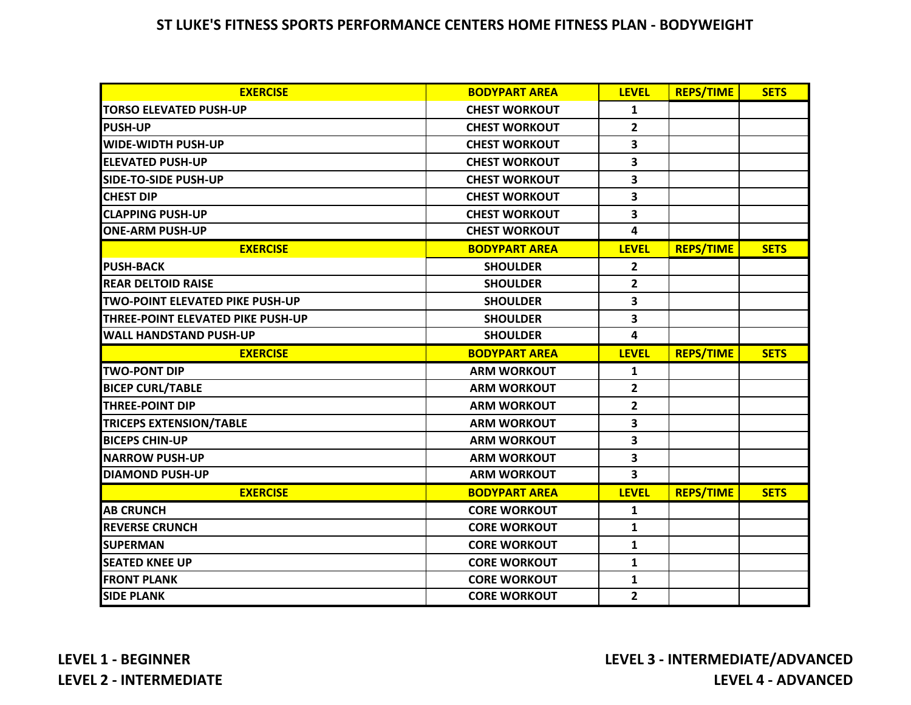## ST LUKE'S FITNESS SPORTS PERFORMANCE CENTERS HOME FITNESS PLAN - BODYWEIGHT

| EXERCISE | BODYPART AREA | LEVEL | REPS/TIME | SETS |
|---|---|---|---|---|
| TORSO ELEVATED PUSH-UP | CHEST WORKOUT | 1 | | |
| PUSH-UP | CHEST WORKOUT | 2 | | |
| WIDE-WIDTH PUSH-UP | CHEST WORKOUT | 3 | | |
| ELEVATED PUSH-UP | CHEST WORKOUT | 3 | | |
| SIDE-TO-SIDE PUSH-UP | CHEST WORKOUT | 3 | | |
| CHEST DIP | CHEST WORKOUT | 3 | | |
| CLAPPING PUSH-UP | CHEST WORKOUT | 3 | | |
| ONE-ARM PUSH-UP | CHEST WORKOUT | 4 | | |
| **EXERCISE** | **BODYPART AREA** | **LEVEL** | **REPS/TIME** | **SETS** |
| PUSH-BACK | SHOULDER | 2 | | |
| REAR DELTOID RAISE | SHOULDER | 2 | | |
| TWO-POINT ELEVATED PIKE PUSH-UP | SHOULDER | 3 | | |
| THREE-POINT ELEVATED PIKE PUSH-UP | SHOULDER | 3 | | |
| WALL HANDSTAND PUSH-UP | SHOULDER | 4 | | |
| **EXERCISE** | **BODYPART AREA** | **LEVEL** | **REPS/TIME** | **SETS** |
| TWO-PONT DIP | ARM WORKOUT | 1 | | |
| BICEP CURL/TABLE | ARM WORKOUT | 2 | | |
| THREE-POINT DIP | ARM WORKOUT | 2 | | |
| TRICEPS EXTENSION/TABLE | ARM WORKOUT | 3 | | |
| BICEPS CHIN-UP | ARM WORKOUT | 3 | | |
| NARROW PUSH-UP | ARM WORKOUT | 3 | | |
| DIAMOND PUSH-UP | ARM WORKOUT | 3 | | |
| **EXERCISE** | **BODYPART AREA** | **LEVEL** | **REPS/TIME** | **SETS** |
| AB CRUNCH | CORE WORKOUT | 1 | | |
| REVERSE CRUNCH | CORE WORKOUT | 1 | | |
| SUPERMAN | CORE WORKOUT | 1 | | |
| SEATED KNEE UP | CORE WORKOUT | 1 | | |
| FRONT PLANK | CORE WORKOUT | 1 | | |
| SIDE PLANK | CORE WORKOUT | 2 | | |

**LEVEL 1 - BEGINNER**
**LEVEL 2 - INTERMEDIATE**
**LEVEL 3 - INTERMEDIATE/ADVANCED**
**LEVEL 4 - ADVANCED**